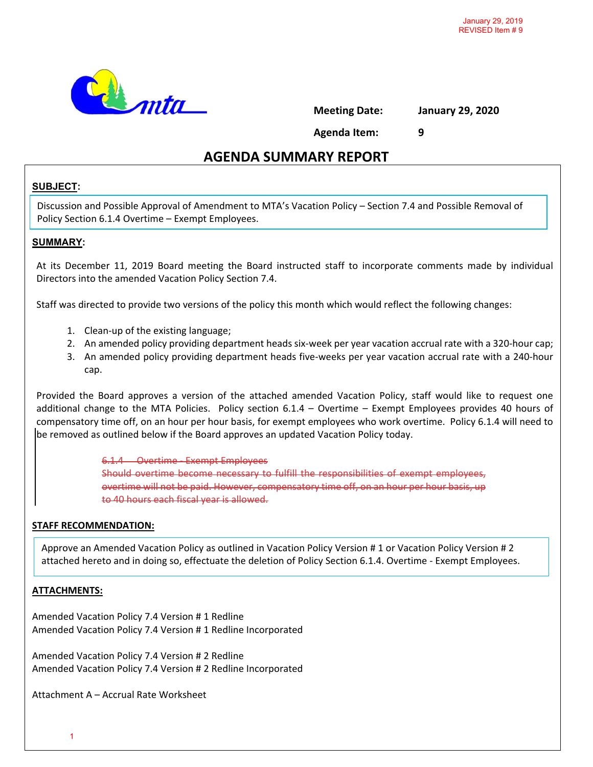January 29, 2019
REVISED Item # 9

**Meeting Date:** January 29, 2020

**Agenda Item:** 9

# AGENDA SUMMARY REPORT

**SUBJECT:**

Discussion and Possible Approval of Amendment to MTA's Vacation Policy – Section 7.4 and Possible Removal of Policy Section 6.1.4 Overtime – Exempt Employees.

**SUMMARY:**

At its December 11, 2019 Board meeting the Board instructed staff to incorporate comments made by individual Directors into the amended Vacation Policy Section 7.4.

Staff was directed to provide two versions of the policy this month which would reflect the following changes:

1. Clean-up of the existing language;
2. An amended policy providing department heads six-week per year vacation accrual rate with a 320-hour cap;
3. An amended policy providing department heads five-weeks per year vacation accrual rate with a 240-hour cap.

Provided the Board approves a version of the attached amended Vacation Policy, staff would like to request one additional change to the MTA Policies. Policy section 6.1.4 – Overtime – Exempt Employees provides 40 hours of compensatory time off, on an hour per hour basis, for exempt employees who work overtime. Policy 6.1.4 will need to be removed as outlined below if the Board approves an updated Vacation Policy today.

~~6.1.4 Overtime - Exempt Employees~~
~~Should overtime become necessary to fulfill the responsibilities of exempt employees, overtime will not be paid. However, compensatory time off, on an hour per hour basis, up to 40 hours each fiscal year is allowed.~~

**STAFF RECOMMENDATION:**

Approve an Amended Vacation Policy as outlined in Vacation Policy Version # 1 or Vacation Policy Version # 2 attached hereto and in doing so, effectuate the deletion of Policy Section 6.1.4. Overtime - Exempt Employees.

**ATTACHMENTS:**

Amended Vacation Policy 7.4 Version # 1 Redline
Amended Vacation Policy 7.4 Version # 1 Redline Incorporated

Amended Vacation Policy 7.4 Version # 2 Redline
Amended Vacation Policy 7.4 Version # 2 Redline Incorporated

Attachment A – Accrual Rate Worksheet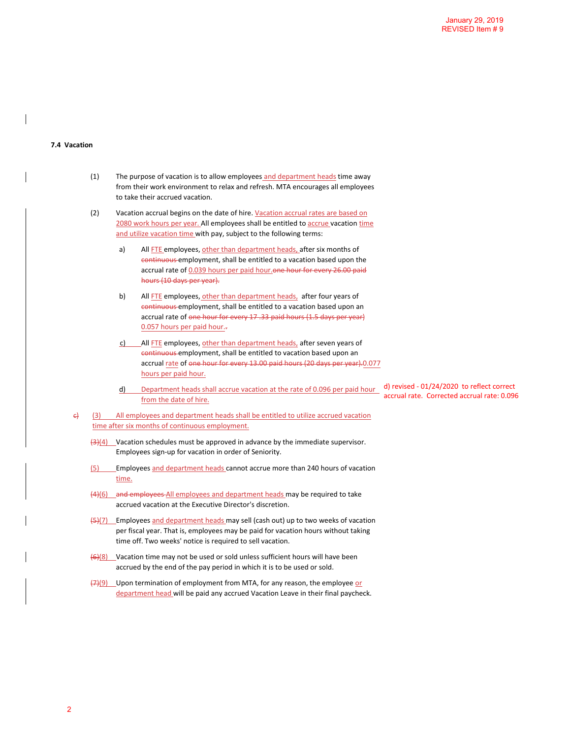January 29, 2019
REVISED Item # 9

**7.4 Vacation**

(1) The purpose of vacation is to allow employees and department heads time away from their work environment to relax and refresh. MTA encourages all employees to take their accrued vacation.

(2) Vacation accrual begins on the date of hire. Vacation accrual rates are based on 2080 work hours per year. All employees shall be entitled to accrue vacation time and utilize vacation time with pay, subject to the following terms:

a) All FTE employees, other than department heads, after six months of ~~continuous~~ employment, shall be entitled to a vacation based upon the accrual rate of 0.039 hours per paid hour.~~one hour for every 26.00 paid hours (10 days per year).~~

b) All FTE employees, other than department heads, after four years of ~~continuous~~ employment, shall be entitled to a vacation based upon an accrual rate of ~~one hour for every 17 .33 paid hours (1.5 days per year)~~ 0.057 hours per paid hour.~~.~~

c) All FTE employees, other than department heads, after seven years of ~~continuous~~ employment, shall be entitled to vacation based upon an accrual rate of ~~one hour for every 13.00 paid hours (20 days per year).~~0.077 hours per paid hour.

d) Department heads shall accrue vacation at the rate of 0.096 per paid hour from the date of hire.

d) revised - 01/24/2020 to reflect correct accrual rate. Corrected accrual rate: 0.096

~~c)~~ (3) All employees and department heads shall be entitled to utilize accrued vacation time after six months of continuous employment.

~~(3)~~(4) Vacation schedules must be approved in advance by the immediate supervisor. Employees sign-up for vacation in order of Seniority.

(5) Employees and department heads cannot accrue more than 240 hours of vacation time.

~~(4)~~(6) ~~and employees~~ All employees and department heads may be required to take accrued vacation at the Executive Director's discretion.

~~(5)~~(7) Employees and department heads may sell (cash out) up to two weeks of vacation per fiscal year. That is, employees may be paid for vacation hours without taking time off. Two weeks' notice is required to sell vacation.

~~(6)~~(8) Vacation time may not be used or sold unless sufficient hours will have been accrued by the end of the pay period in which it is to be used or sold.

~~(7)~~(9) Upon termination of employment from MTA, for any reason, the employee or department head will be paid any accrued Vacation Leave in their final paycheck.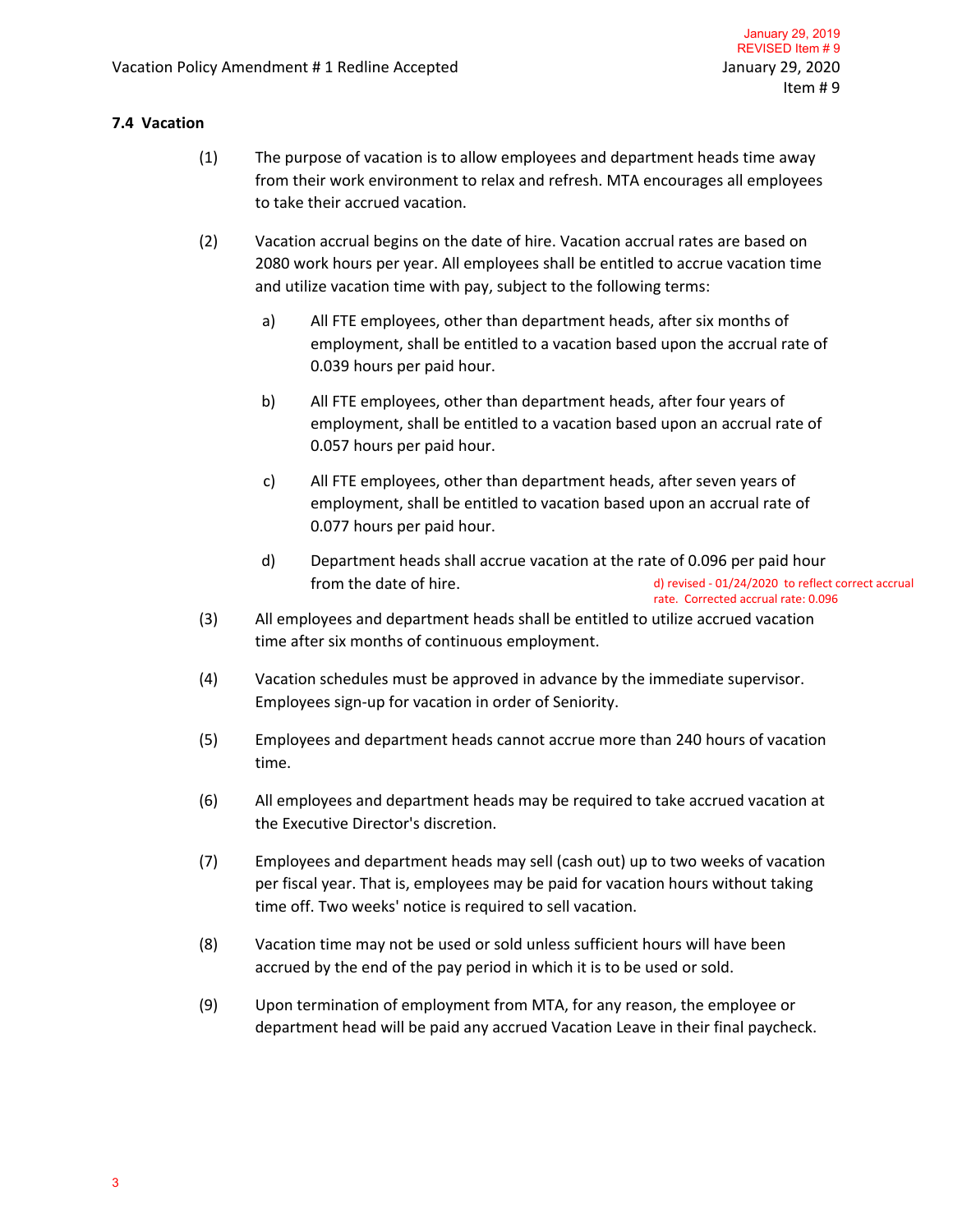Vacation Policy Amendment # 1 Redline Accepted

January 29, 2019
REVISED Item # 9
January 29, 2020
Item # 9

### 7.4 Vacation

(1) The purpose of vacation is to allow employees and department heads time away from their work environment to relax and refresh. MTA encourages all employees to take their accrued vacation.

(2) Vacation accrual begins on the date of hire. Vacation accrual rates are based on 2080 work hours per year. All employees shall be entitled to accrue vacation time and utilize vacation time with pay, subject to the following terms:

a) All FTE employees, other than department heads, after six months of employment, shall be entitled to a vacation based upon the accrual rate of 0.039 hours per paid hour.

b) All FTE employees, other than department heads, after four years of employment, shall be entitled to a vacation based upon an accrual rate of 0.057 hours per paid hour.

c) All FTE employees, other than department heads, after seven years of employment, shall be entitled to vacation based upon an accrual rate of 0.077 hours per paid hour.

d) Department heads shall accrue vacation at the rate of 0.096 per paid hour from the date of hire.

d) revised - 01/24/2020 to reflect correct accrual rate. Corrected accrual rate: 0.096

(3) All employees and department heads shall be entitled to utilize accrued vacation time after six months of continuous employment.

(4) Vacation schedules must be approved in advance by the immediate supervisor. Employees sign-up for vacation in order of Seniority.

(5) Employees and department heads cannot accrue more than 240 hours of vacation time.

(6) All employees and department heads may be required to take accrued vacation at the Executive Director's discretion.

(7) Employees and department heads may sell (cash out) up to two weeks of vacation per fiscal year. That is, employees may be paid for vacation hours without taking time off. Two weeks' notice is required to sell vacation.

(8) Vacation time may not be used or sold unless sufficient hours will have been accrued by the end of the pay period in which it is to be used or sold.

(9) Upon termination of employment from MTA, for any reason, the employee or department head will be paid any accrued Vacation Leave in their final paycheck.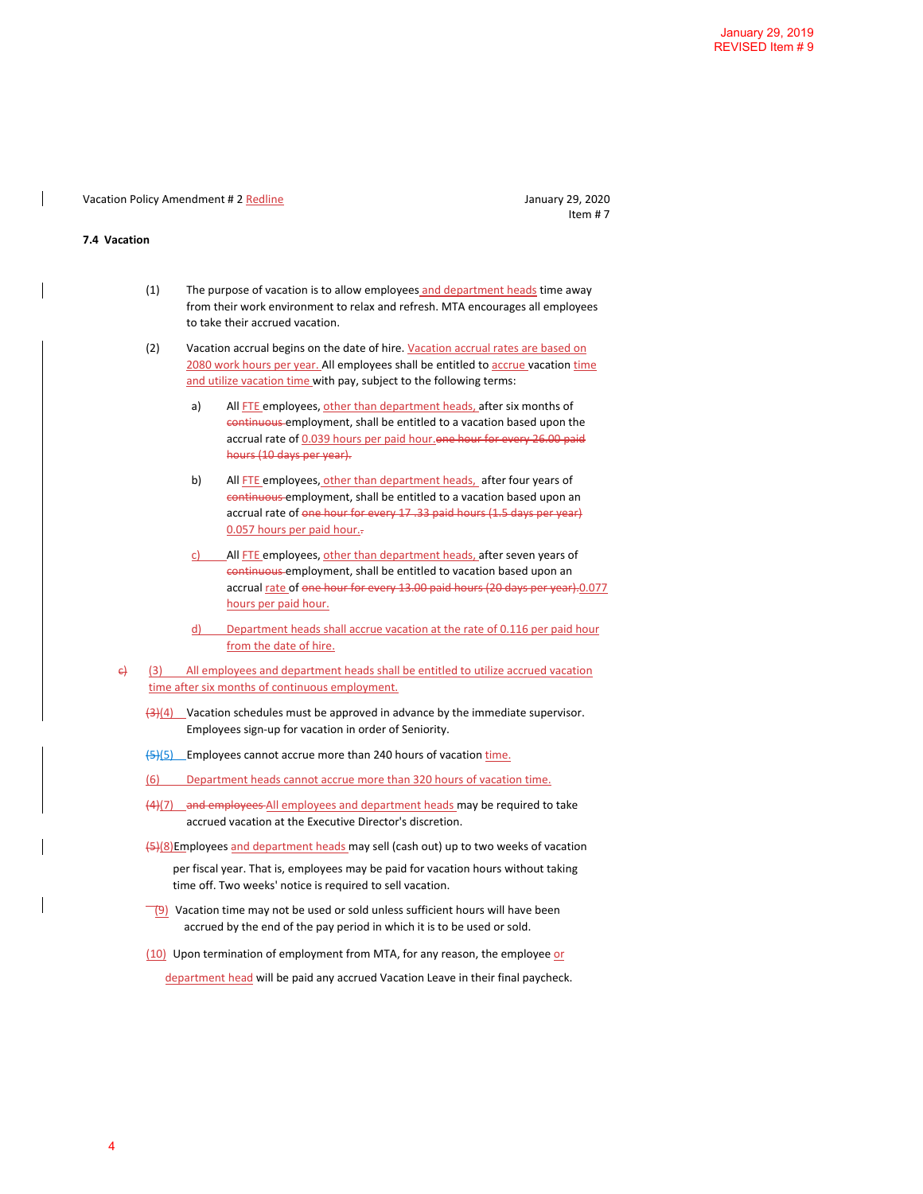January 29, 2019
REVISED Item # 9

Vacation Policy Amendment # 2 Redline

January 29, 2020
Item # 7

**7.4 Vacation**

(1) The purpose of vacation is to allow employees and department heads time away from their work environment to relax and refresh. MTA encourages all employees to take their accrued vacation.

(2) Vacation accrual begins on the date of hire. Vacation accrual rates are based on 2080 work hours per year. All employees shall be entitled to accrue vacation time and utilize vacation time with pay, subject to the following terms:

a) All FTE employees, other than department heads, after six months of ~~continuous~~ employment, shall be entitled to a vacation based upon the accrual rate of 0.039 hours per paid hour.~~one hour for every 26.00 paid hours (10 days per year).~~

b) All FTE employees, other than department heads, after four years of ~~continuous~~ employment, shall be entitled to a vacation based upon an accrual rate of ~~one hour for every 17 .33 paid hours (1.5 days per year)~~ 0.057 hours per paid hour.~~.~~

c) All FTE employees, other than department heads, after seven years of ~~continuous~~ employment, shall be entitled to vacation based upon an accrual rate of ~~one hour for every 13.00 paid hours (20 days per year).~~0.077 hours per paid hour.

d) Department heads shall accrue vacation at the rate of 0.116 per paid hour from the date of hire.

~~c)~~ (3) All employees and department heads shall be entitled to utilize accrued vacation time after six months of continuous employment.

~~(3)~~(4) Vacation schedules must be approved in advance by the immediate supervisor. Employees sign-up for vacation in order of Seniority.

~~(5)~~(5) Employees cannot accrue more than 240 hours of vacation time.

(6) Department heads cannot accrue more than 320 hours of vacation time.

~~(4)~~(7) ~~and employees~~ All employees and department heads may be required to take accrued vacation at the Executive Director's discretion.

~~(5)~~(8) Employees and department heads may sell (cash out) up to two weeks of vacation per fiscal year. That is, employees may be paid for vacation hours without taking time off. Two weeks' notice is required to sell vacation.

(9) Vacation time may not be used or sold unless sufficient hours will have been accrued by the end of the pay period in which it is to be used or sold.

(10) Upon termination of employment from MTA, for any reason, the employee or department head will be paid any accrued Vacation Leave in their final paycheck.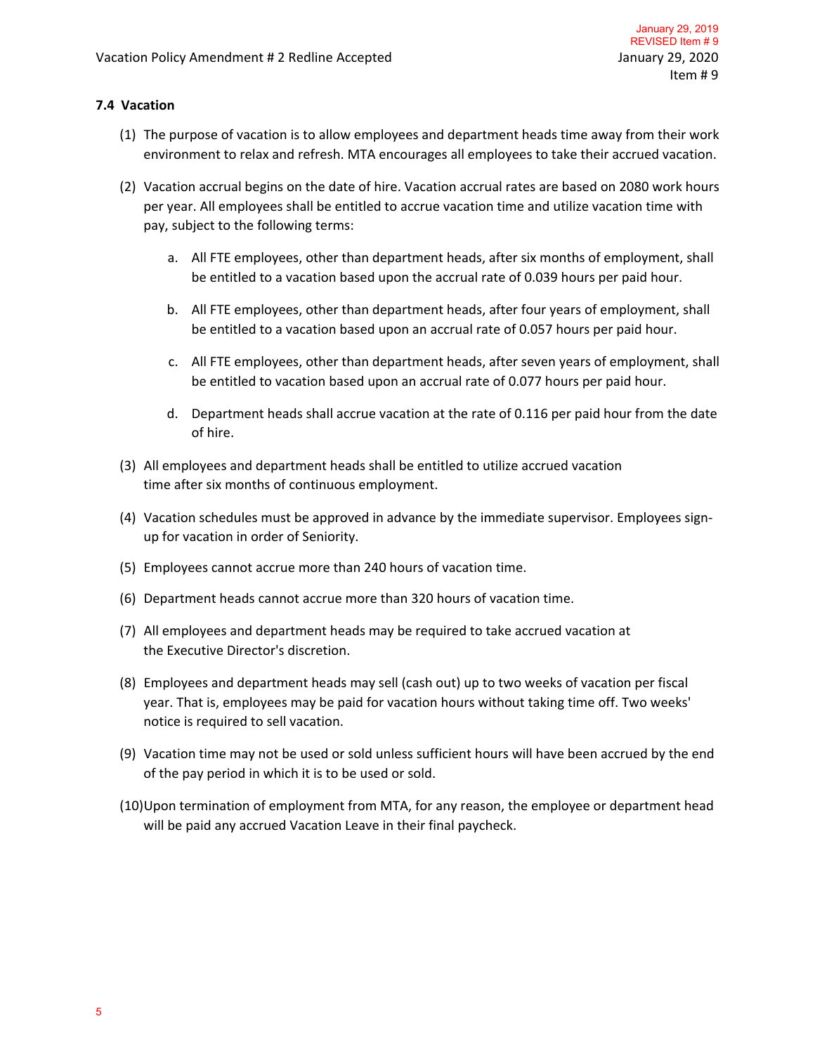## 7.4 Vacation

(1) The purpose of vacation is to allow employees and department heads time away from their work environment to relax and refresh. MTA encourages all employees to take their accrued vacation.

(2) Vacation accrual begins on the date of hire. Vacation accrual rates are based on 2080 work hours per year. All employees shall be entitled to accrue vacation time and utilize vacation time with pay, subject to the following terms:

  a. All FTE employees, other than department heads, after six months of employment, shall be entitled to a vacation based upon the accrual rate of 0.039 hours per paid hour.

  b. All FTE employees, other than department heads, after four years of employment, shall be entitled to a vacation based upon an accrual rate of 0.057 hours per paid hour.

  c. All FTE employees, other than department heads, after seven years of employment, shall be entitled to vacation based upon an accrual rate of 0.077 hours per paid hour.

  d. Department heads shall accrue vacation at the rate of 0.116 per paid hour from the date of hire.

(3) All employees and department heads shall be entitled to utilize accrued vacation time after six months of continuous employment.

(4) Vacation schedules must be approved in advance by the immediate supervisor. Employees sign-up for vacation in order of Seniority.

(5) Employees cannot accrue more than 240 hours of vacation time.

(6) Department heads cannot accrue more than 320 hours of vacation time.

(7) All employees and department heads may be required to take accrued vacation at the Executive Director's discretion.

(8) Employees and department heads may sell (cash out) up to two weeks of vacation per fiscal year. That is, employees may be paid for vacation hours without taking time off. Two weeks' notice is required to sell vacation.

(9) Vacation time may not be used or sold unless sufficient hours will have been accrued by the end of the pay period in which it is to be used or sold.

(10) Upon termination of employment from MTA, for any reason, the employee or department head will be paid any accrued Vacation Leave in their final paycheck.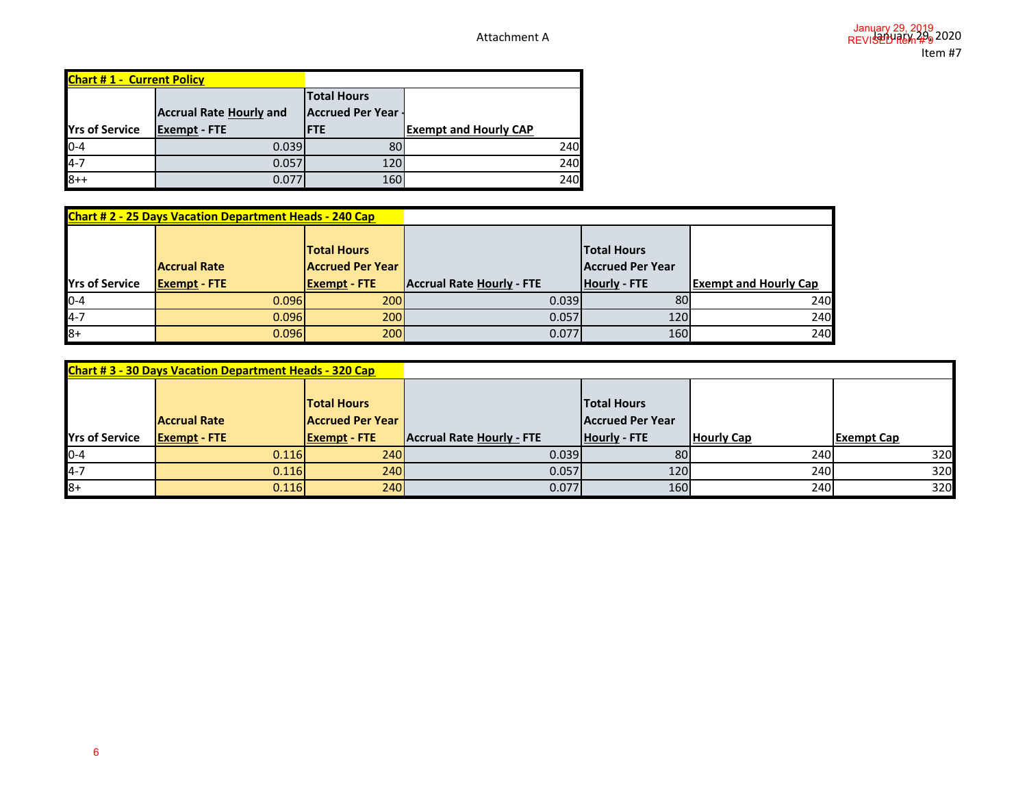Attachment A

January 29, 2020
Item #7

January 29, 2019
REVISED Item #8

| Chart # 1 - Current Policy | | | |
|---|---|---|---|
| Yrs of Service | Accrual Rate Hourly and Exempt - FTE | Total Hours Accrued Per Year - FTE | Exempt and Hourly CAP |
| 0-4 | 0.039 | 80 | 240 |
| 4-7 | 0.057 | 120 | 240 |
| 8++ | 0.077 | 160 | 240 |

| Chart # 2 - 25 Days Vacation Department Heads - 240 Cap | | | | | |
|---|---|---|---|---|---|
| Yrs of Service | Accrual Rate Exempt - FTE | Total Hours Accrued Per Year Exempt - FTE | Accrual Rate Hourly - FTE | Total Hours Accrued Per Year Hourly - FTE | Exempt and Hourly Cap |
| 0-4 | 0.096 | 200 | 0.039 | 80 | 240 |
| 4-7 | 0.096 | 200 | 0.057 | 120 | 240 |
| 8+ | 0.096 | 200 | 0.077 | 160 | 240 |

| Chart # 3 - 30 Days Vacation Department Heads - 320 Cap | | | | | | |
|---|---|---|---|---|---|---|
| Yrs of Service | Accrual Rate Exempt - FTE | Total Hours Accrued Per Year Exempt - FTE | Accrual Rate Hourly - FTE | Total Hours Accrued Per Year Hourly - FTE | Hourly Cap | Exempt Cap |
| 0-4 | 0.116 | 240 | 0.039 | 80 | 240 | 320 |
| 4-7 | 0.116 | 240 | 0.057 | 120 | 240 | 320 |
| 8+ | 0.116 | 240 | 0.077 | 160 | 240 | 320 |